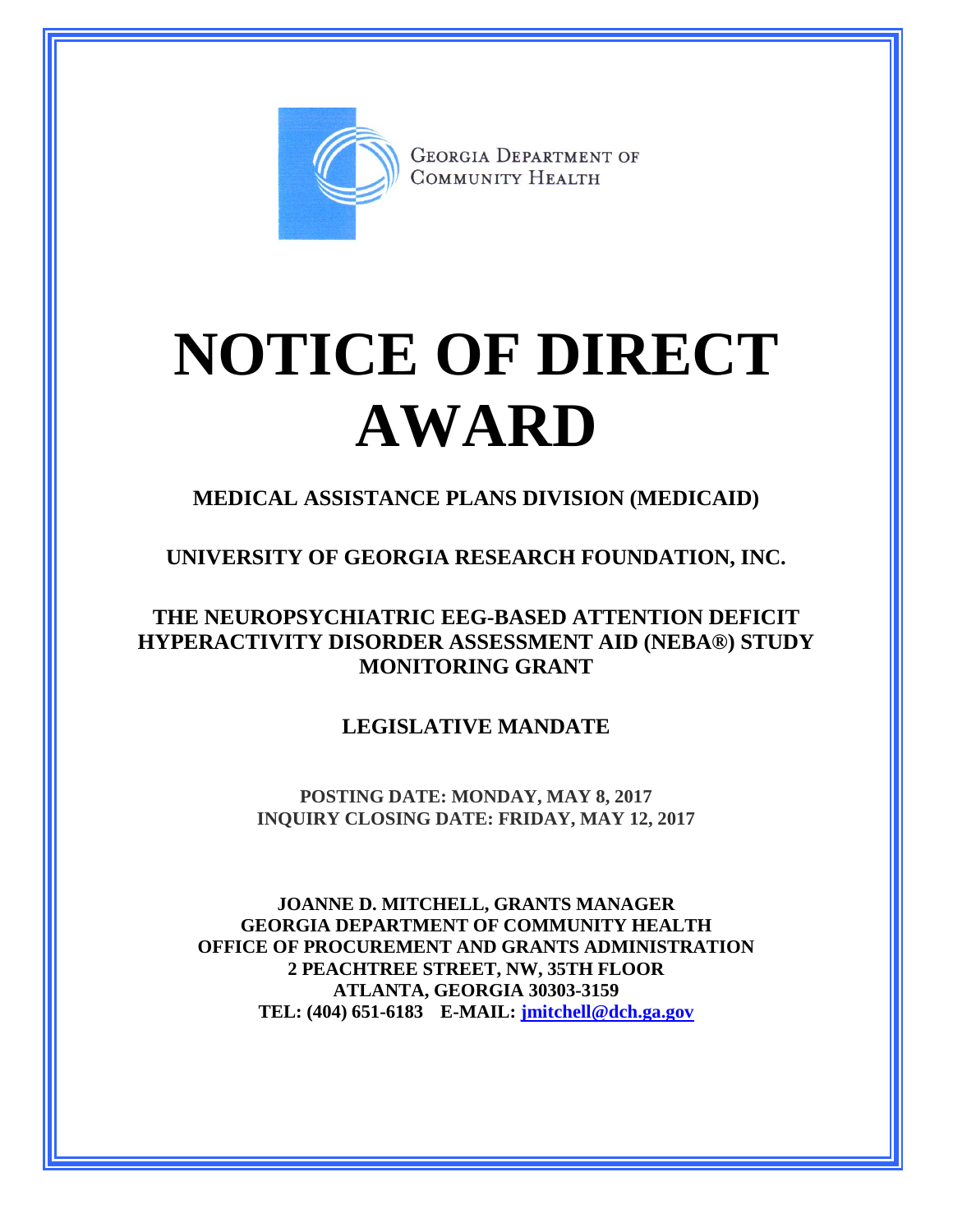GEORGIA DEPARTMENT OF COMMUNITY HEALTH

# NOTICE OF DIRECT AWARD

**MEDICAL ASSISTANCE PLANS DIVISION (MEDICAID)**

**UNIVERSITY OF GEORGIA RESEARCH FOUNDATION, INC.**

**THE NEUROPSYCHIATRIC EEG-BASED ATTENTION DEFICIT HYPERACTIVITY DISORDER ASSESSMENT AID (NEBA®) STUDY MONITORING GRANT**

**LEGISLATIVE MANDATE**

**POSTING DATE: MONDAY, MAY 8, 2017**
**INQUIRY CLOSING DATE: FRIDAY, MAY 12, 2017**

**JOANNE D. MITCHELL, GRANTS MANAGER**
**GEORGIA DEPARTMENT OF COMMUNITY HEALTH**
**OFFICE OF PROCUREMENT AND GRANTS ADMINISTRATION**
**2 PEACHTREE STREET, NW, 35TH FLOOR**
**ATLANTA, GEORGIA 30303-3159**
**TEL: (404) 651-6183 E-MAIL: jmitchell@dch.ga.gov**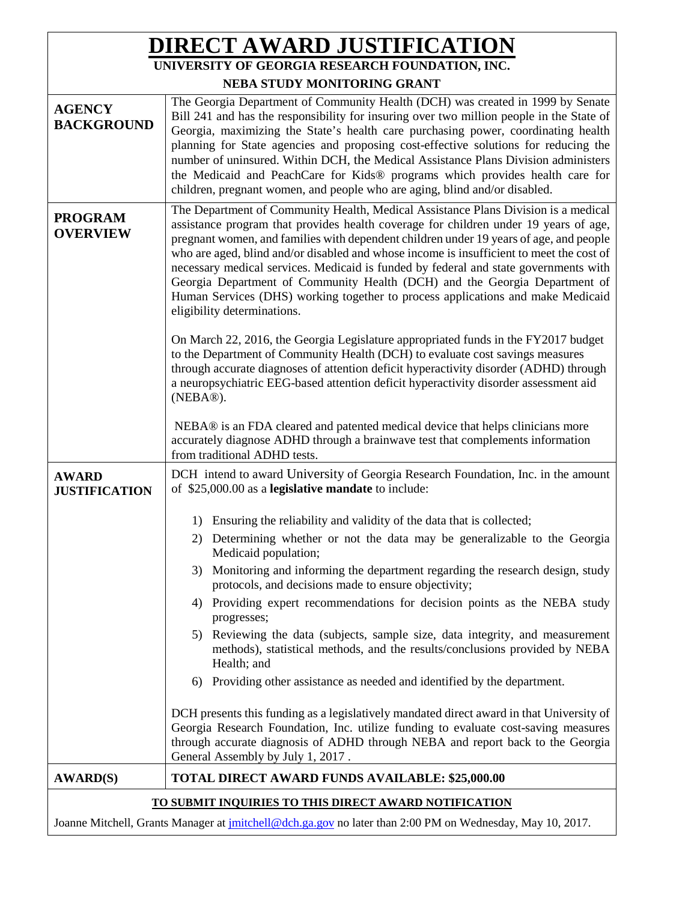# DIRECT AWARD JUSTIFICATION

## UNIVERSITY OF GEORGIA RESEARCH FOUNDATION, INC.

### NEBA STUDY MONITORING GRANT

| | |
|---|---|
| **AGENCY BACKGROUND** | The Georgia Department of Community Health (DCH) was created in 1999 by Senate Bill 241 and has the responsibility for insuring over two million people in the State of Georgia, maximizing the State's health care purchasing power, coordinating health planning for State agencies and proposing cost-effective solutions for reducing the number of uninsured. Within DCH, the Medical Assistance Plans Division administers the Medicaid and PeachCare for Kids® programs which provides health care for children, pregnant women, and people who are aging, blind and/or disabled. |
| **PROGRAM OVERVIEW** | The Department of Community Health, Medical Assistance Plans Division is a medical assistance program that provides health coverage for children under 19 years of age, pregnant women, and families with dependent children under 19 years of age, and people who are aged, blind and/or disabled and whose income is insufficient to meet the cost of necessary medical services. Medicaid is funded by federal and state governments with Georgia Department of Community Health (DCH) and the Georgia Department of Human Services (DHS) working together to process applications and make Medicaid eligibility determinations.<br><br>On March 22, 2016, the Georgia Legislature appropriated funds in the FY2017 budget to the Department of Community Health (DCH) to evaluate cost savings measures through accurate diagnoses of attention deficit hyperactivity disorder (ADHD) through a neuropsychiatric EEG-based attention deficit hyperactivity disorder assessment aid (NEBA®).<br><br>NEBA® is an FDA cleared and patented medical device that helps clinicians more accurately diagnose ADHD through a brainwave test that complements information from traditional ADHD tests. |
| **AWARD JUSTIFICATION** | DCH intend to award University of Georgia Research Foundation, Inc. in the amount of $25,000.00 as a **legislative mandate** to include:<br><br>1) Ensuring the reliability and validity of the data that is collected;<br>2) Determining whether or not the data may be generalizable to the Georgia Medicaid population;<br>3) Monitoring and informing the department regarding the research design, study protocols, and decisions made to ensure objectivity;<br>4) Providing expert recommendations for decision points as the NEBA study progresses;<br>5) Reviewing the data (subjects, sample size, data integrity, and measurement methods), statistical methods, and the results/conclusions provided by NEBA Health; and<br>6) Providing other assistance as needed and identified by the department.<br><br>DCH presents this funding as a legislatively mandated direct award in that University of Georgia Research Foundation, Inc. utilize funding to evaluate cost-saving measures through accurate diagnosis of ADHD through NEBA and report back to the Georgia General Assembly by July 1, 2017 . |
| **AWARD(S)** | **TOTAL DIRECT AWARD FUNDS AVAILABLE: $25,000.00** |

**TO SUBMIT INQUIRIES TO THIS DIRECT AWARD NOTIFICATION**

Joanne Mitchell, Grants Manager at jmitchell@dch.ga.gov no later than 2:00 PM on Wednesday, May 10, 2017.